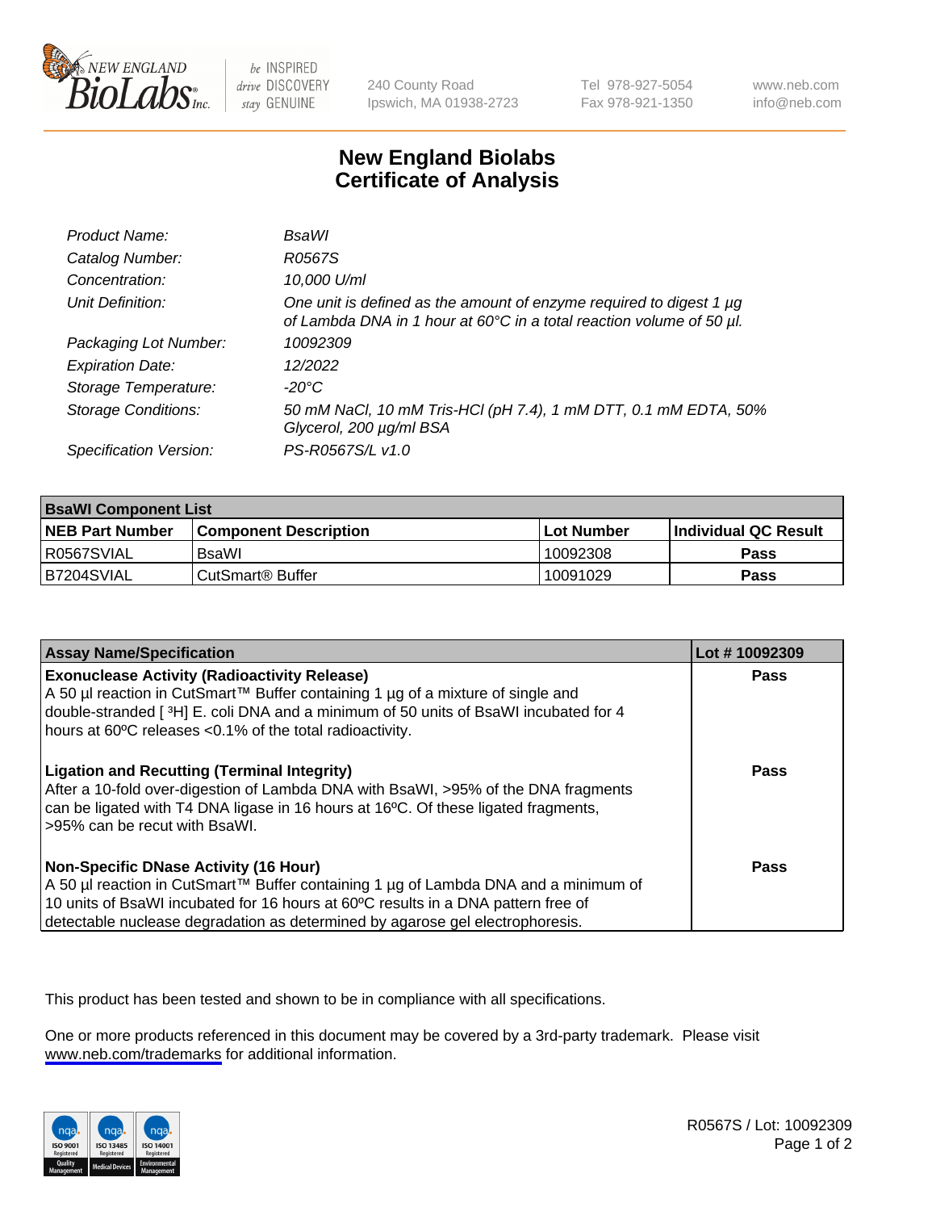NEW ENGLAND BioLabs Inc. | be INSPIRED drive DISCOVERY stay GENUINE | 240 County Road Ipswich, MA 01938-2723 | Tel 978-927-5054 Fax 978-921-1350 | www.neb.com info@neb.com

# New England Biolabs Certificate of Analysis

| | |
|---|---|
| *Product Name:* | *BsaWI* |
| *Catalog Number:* | *R0567S* |
| *Concentration:* | *10,000 U/ml* |
| *Unit Definition:* | *One unit is defined as the amount of enzyme required to digest 1 µg of Lambda DNA in 1 hour at 60°C in a total reaction volume of 50 µl.* |
| *Packaging Lot Number:* | *10092309* |
| *Expiration Date:* | *12/2022* |
| *Storage Temperature:* | *-20°C* |
| *Storage Conditions:* | *50 mM NaCl, 10 mM Tris-HCl (pH 7.4), 1 mM DTT, 0.1 mM EDTA, 50% Glycerol, 200 µg/ml BSA* |
| *Specification Version:* | *PS-R0567S/L v1.0* |

| **BsaWI Component List** | | | |
|---|---|---|---|
| **NEB Part Number** | **Component Description** | **Lot Number** | **Individual QC Result** |
| R0567SVIAL | BsaWI | 10092308 | **Pass** |
| B7204SVIAL | CutSmart® Buffer | 10091029 | **Pass** |

| **Assay Name/Specification** | **Lot # 10092309** |
|---|---|
| **Exonuclease Activity (Radioactivity Release)** A 50 µl reaction in CutSmart™ Buffer containing 1 µg of a mixture of single and double-stranded [ $^3$H] E. coli DNA and a minimum of 50 units of BsaWI incubated for 4 hours at 60ºC releases <0.1% of the total radioactivity. | **Pass** |
| **Ligation and Recutting (Terminal Integrity)** After a 10-fold over-digestion of Lambda DNA with BsaWI, >95% of the DNA fragments can be ligated with T4 DNA ligase in 16 hours at 16ºC. Of these ligated fragments, >95% can be recut with BsaWI. | **Pass** |
| **Non-Specific DNase Activity (16 Hour)** A 50 µl reaction in CutSmart™ Buffer containing 1 µg of Lambda DNA and a minimum of 10 units of BsaWI incubated for 16 hours at 60ºC results in a DNA pattern free of detectable nuclease degradation as determined by agarose gel electrophoresis. | **Pass** |

This product has been tested and shown to be in compliance with all specifications.

One or more products referenced in this document may be covered by a 3rd-party trademark. Please visit www.neb.com/trademarks for additional information.

ISO 9001 Registered Quality Management | ISO 13485 Registered Medical Devices | ISO 14001 Registered Environmental Management

R0567S / Lot: 10092309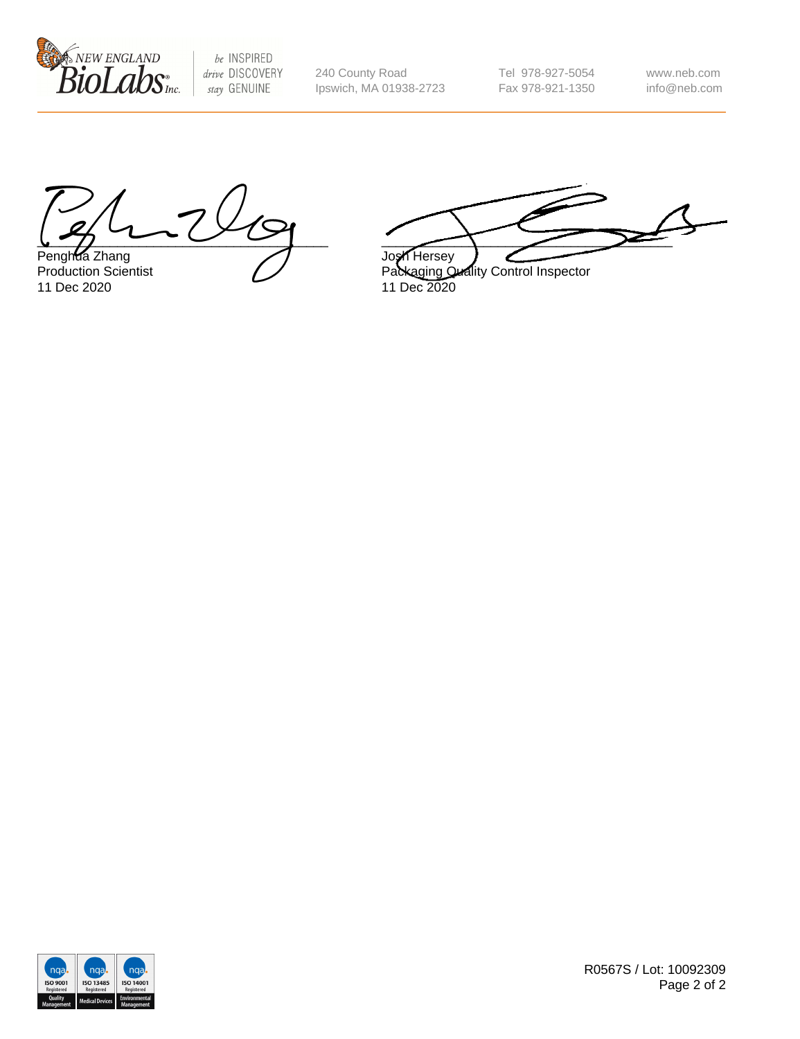Penghua Zhang
Production Scientist
11 Dec 2020

Josh Hersey
Packaging Quality Control Inspector
11 Dec 2020

R0567S / Lot: 10092309